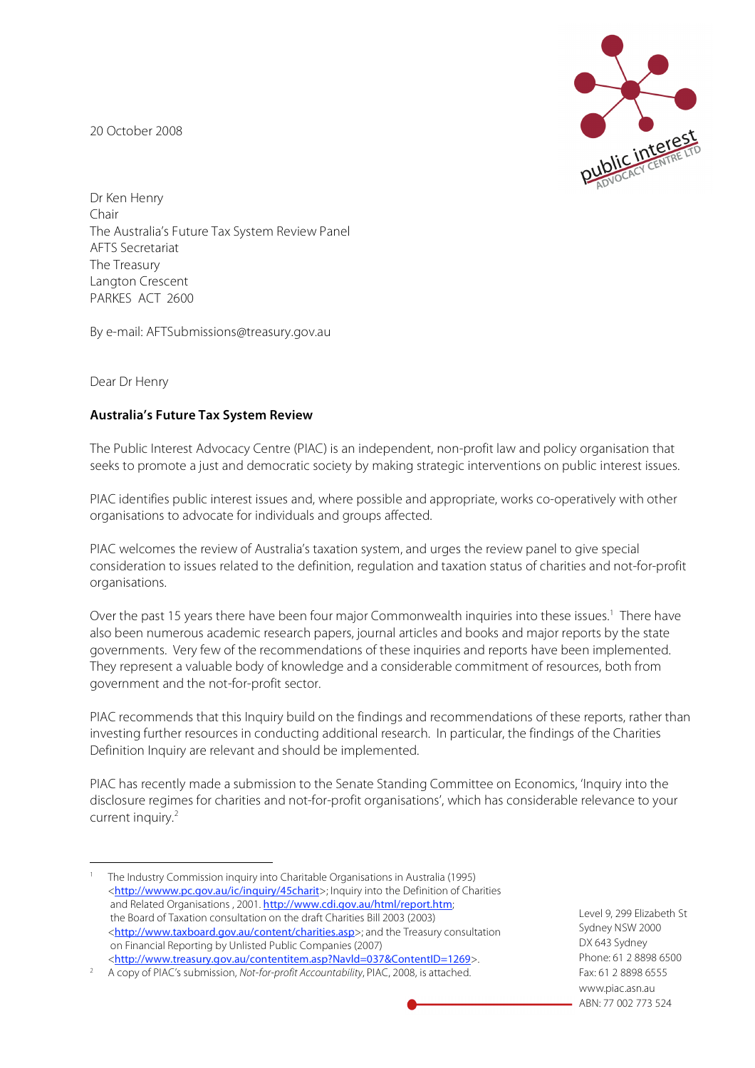20 October 2008

Dr Ken Henry
Chair
The Australia's Future Tax System Review Panel
AFTS Secretariat
The Treasury
Langton Crescent
PARKES ACT 2600

By e-mail: AFTSubmissions@treasury.gov.au

Dear Dr Henry

**Australia's Future Tax System Review**

The Public Interest Advocacy Centre (PIAC) is an independent, non-profit law and policy organisation that seeks to promote a just and democratic society by making strategic interventions on public interest issues.

PIAC identifies public interest issues and, where possible and appropriate, works co-operatively with other organisations to advocate for individuals and groups affected.

PIAC welcomes the review of Australia's taxation system, and urges the review panel to give special consideration to issues related to the definition, regulation and taxation status of charities and not-for-profit organisations.

Over the past 15 years there have been four major Commonwealth inquiries into these issues.[1] There have also been numerous academic research papers, journal articles and books and major reports by the state governments. Very few of the recommendations of these inquiries and reports have been implemented. They represent a valuable body of knowledge and a considerable commitment of resources, both from government and the not-for-profit sector.

PIAC recommends that this Inquiry build on the findings and recommendations of these reports, rather than investing further resources in conducting additional research. In particular, the findings of the Charities Definition Inquiry are relevant and should be implemented.

PIAC has recently made a submission to the Senate Standing Committee on Economics, 'Inquiry into the disclosure regimes for charities and not-for-profit organisations', which has considerable relevance to your current inquiry.[2]

---

[1] The Industry Commission inquiry into Charitable Organisations in Australia (1995) <http://wwww.pc.gov.au/ic/inquiry/45charit>; Inquiry into the Definition of Charities and Related Organisations , 2001. http://www.cdi.gov.au/html/report.htm; the Board of Taxation consultation on the draft Charities Bill 2003 (2003) <http://www.taxboard.gov.au/content/charities.asp>; and the Treasury consultation on Financial Reporting by Unlisted Public Companies (2007) <http://www.treasury.gov.au/contentitem.asp?NavId=037&ContentID=1269>.

[2] A copy of PIAC's submission, *Not-for-profit Accountability*, PIAC, 2008, is attached.

Level 9, 299 Elizabeth St
Sydney NSW 2000
DX 643 Sydney
Phone: 61 2 8898 6500
Fax: 61 2 8898 6555
www.piac.asn.au
ABN: 77 002 773 524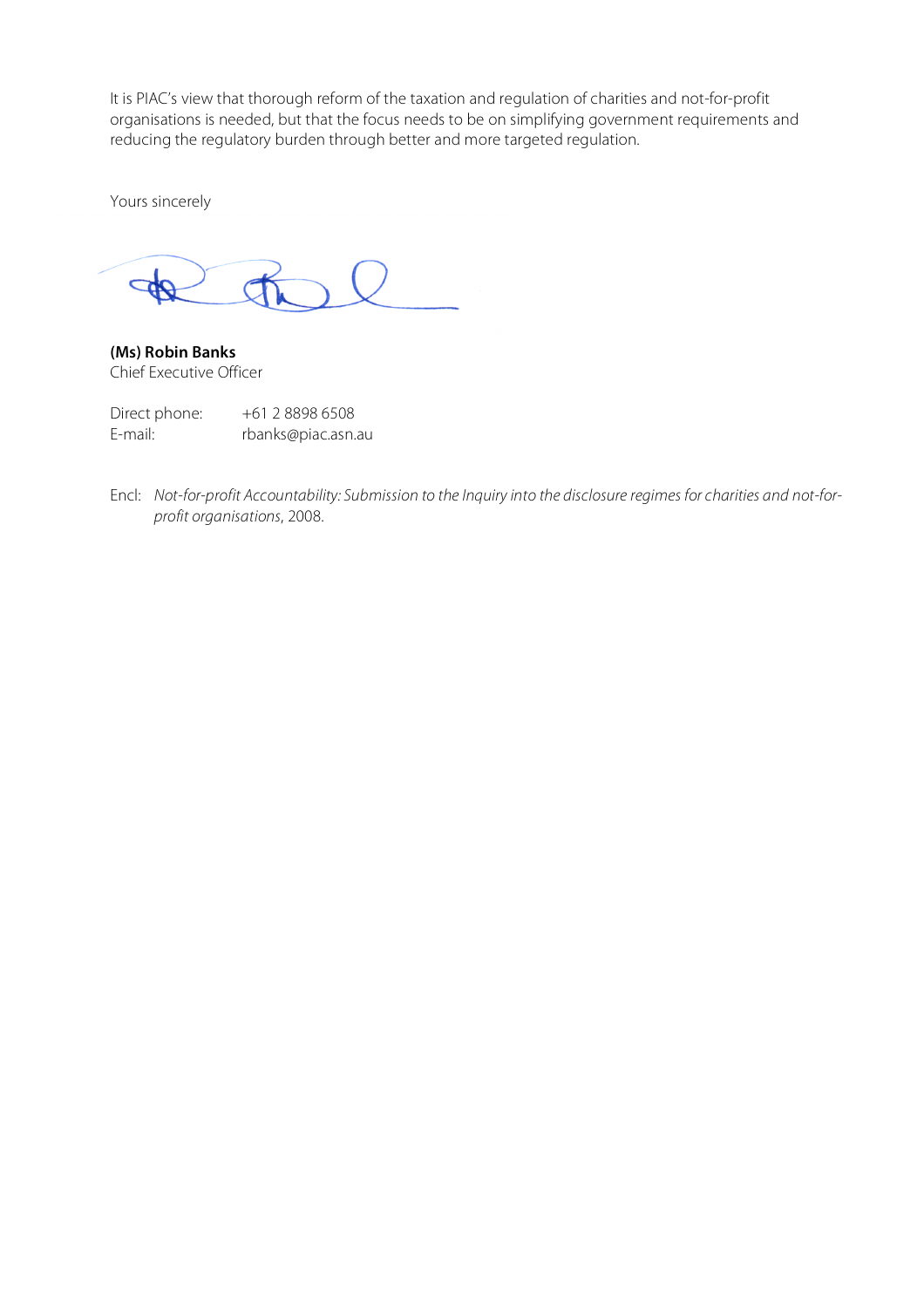It is PIAC's view that thorough reform of the taxation and regulation of charities and not-for-profit organisations is needed, but that the focus needs to be on simplifying government requirements and reducing the regulatory burden through better and more targeted regulation.

Yours sincerely

**(Ms) Robin Banks**
Chief Executive Officer

| | |
|---|---|
| Direct phone: | +61 2 8898 6508 |
| E-mail: | rbanks@piac.asn.au |

Encl: *Not-for-profit Accountability: Submission to the Inquiry into the disclosure regimes for charities and not-for-profit organisations*, 2008.